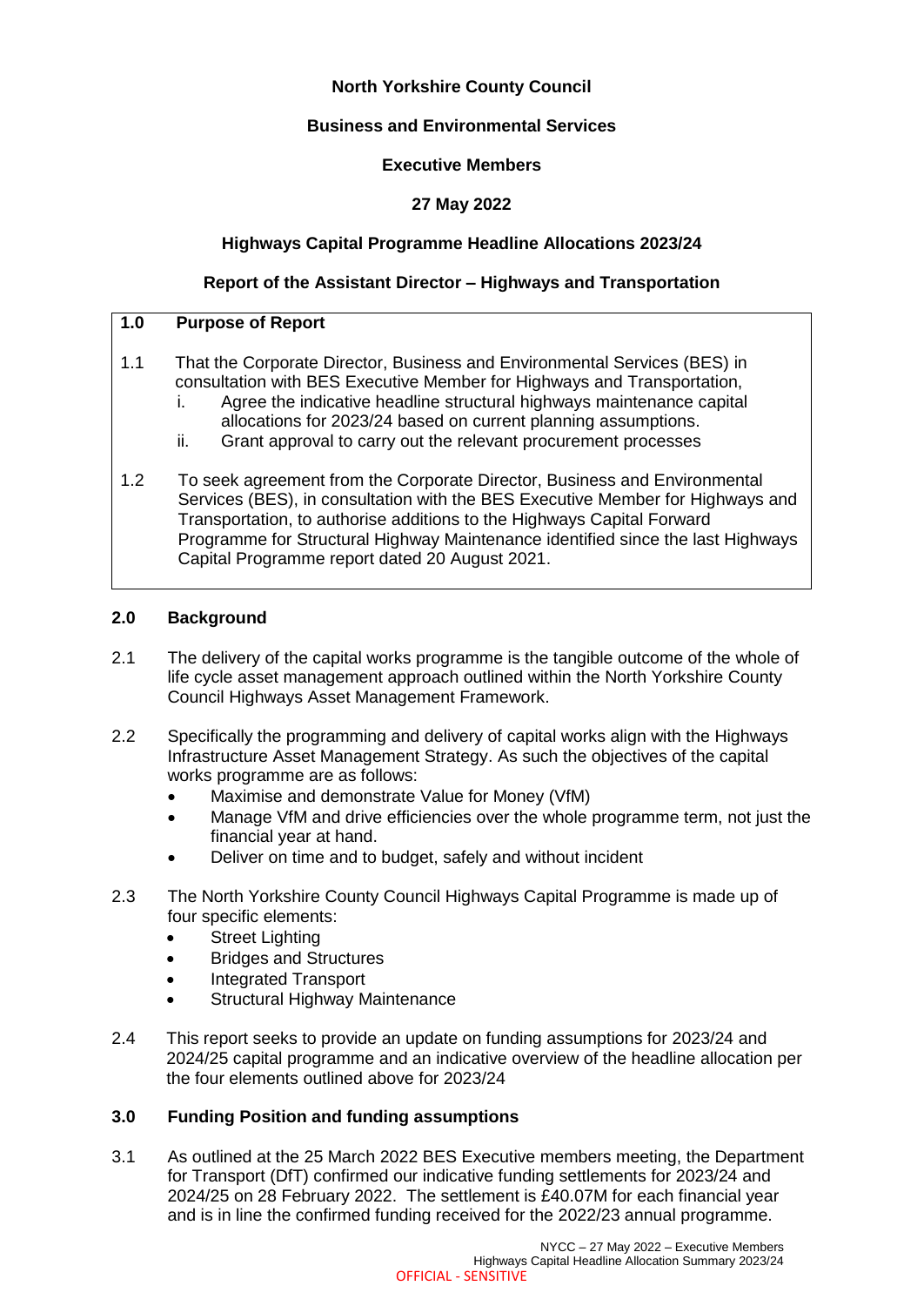**North Yorkshire County Council**

**Business and Environmental Services**

**Executive Members**

**27 May 2022**

**Highways Capital Programme Headline Allocations 2023/24**

**Report of the Assistant Director – Highways and Transportation**

## 1.0 Purpose of Report

1.1 That the Corporate Director, Business and Environmental Services (BES) in consultation with BES Executive Member for Highways and Transportation,

   i. Agree the indicative headline structural highways maintenance capital allocations for 2023/24 based on current planning assumptions.
   ii. Grant approval to carry out the relevant procurement processes

1.2 To seek agreement from the Corporate Director, Business and Environmental Services (BES), in consultation with the BES Executive Member for Highways and Transportation, to authorise additions to the Highways Capital Forward Programme for Structural Highway Maintenance identified since the last Highways Capital Programme report dated 20 August 2021.

## 2.0 Background

2.1 The delivery of the capital works programme is the tangible outcome of the whole of life cycle asset management approach outlined within the North Yorkshire County Council Highways Asset Management Framework.

2.2 Specifically the programming and delivery of capital works align with the Highways Infrastructure Asset Management Strategy. As such the objectives of the capital works programme are as follows:

- Maximise and demonstrate Value for Money (VfM)
- Manage VfM and drive efficiencies over the whole programme term, not just the financial year at hand.
- Deliver on time and to budget, safely and without incident

2.3 The North Yorkshire County Council Highways Capital Programme is made up of four specific elements:

- Street Lighting
- Bridges and Structures
- Integrated Transport
- Structural Highway Maintenance

2.4 This report seeks to provide an update on funding assumptions for 2023/24 and 2024/25 capital programme and an indicative overview of the headline allocation per the four elements outlined above for 2023/24

## 3.0 Funding Position and funding assumptions

3.1 As outlined at the 25 March 2022 BES Executive members meeting, the Department for Transport (DfT) confirmed our indicative funding settlements for 2023/24 and 2024/25 on 28 February 2022. The settlement is £40.07M for each financial year and is in line the confirmed funding received for the 2022/23 annual programme.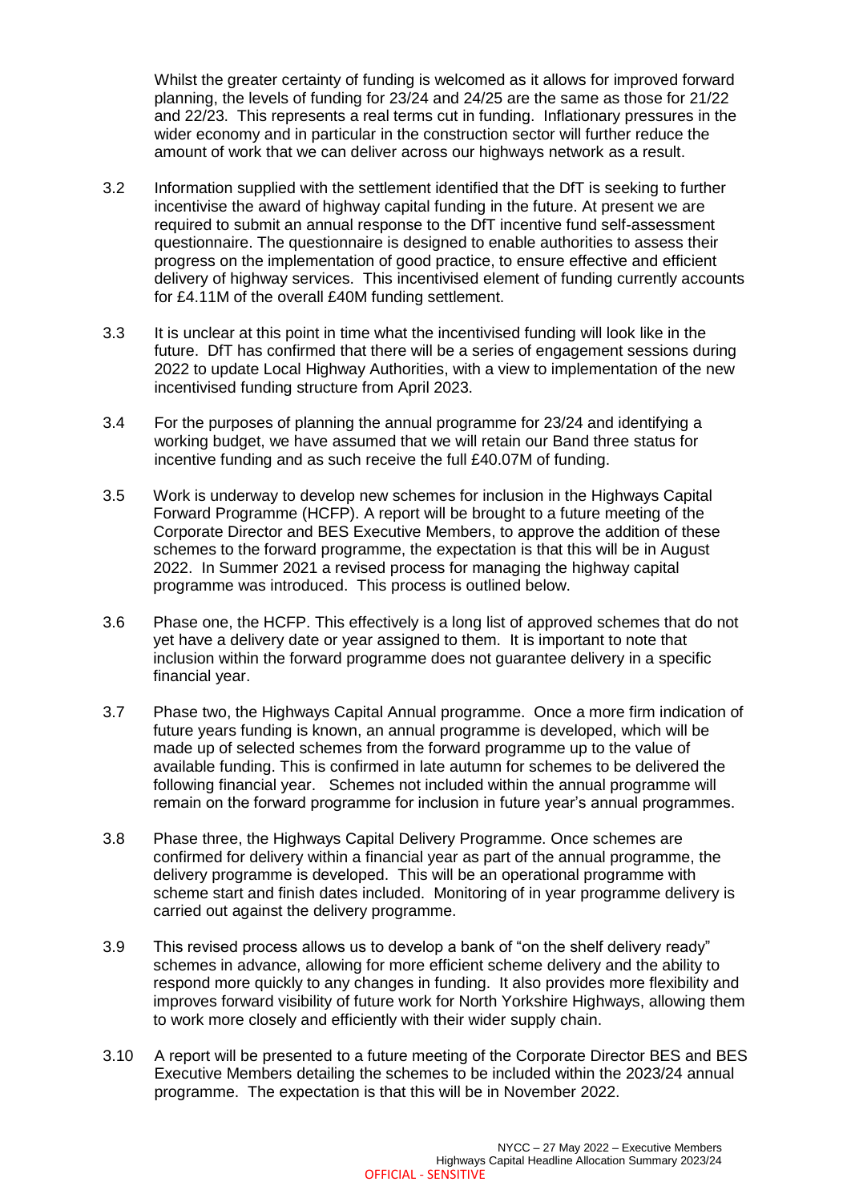Whilst the greater certainty of funding is welcomed as it allows for improved forward planning, the levels of funding for 23/24 and 24/25 are the same as those for 21/22 and 22/23. This represents a real terms cut in funding. Inflationary pressures in the wider economy and in particular in the construction sector will further reduce the amount of work that we can deliver across our highways network as a result.

3.2 Information supplied with the settlement identified that the DfT is seeking to further incentivise the award of highway capital funding in the future. At present we are required to submit an annual response to the DfT incentive fund self-assessment questionnaire. The questionnaire is designed to enable authorities to assess their progress on the implementation of good practice, to ensure effective and efficient delivery of highway services. This incentivised element of funding currently accounts for £4.11M of the overall £40M funding settlement.

3.3 It is unclear at this point in time what the incentivised funding will look like in the future. DfT has confirmed that there will be a series of engagement sessions during 2022 to update Local Highway Authorities, with a view to implementation of the new incentivised funding structure from April 2023.

3.4 For the purposes of planning the annual programme for 23/24 and identifying a working budget, we have assumed that we will retain our Band three status for incentive funding and as such receive the full £40.07M of funding.

3.5 Work is underway to develop new schemes for inclusion in the Highways Capital Forward Programme (HCFP). A report will be brought to a future meeting of the Corporate Director and BES Executive Members, to approve the addition of these schemes to the forward programme, the expectation is that this will be in August 2022. In Summer 2021 a revised process for managing the highway capital programme was introduced. This process is outlined below.

3.6 Phase one, the HCFP. This effectively is a long list of approved schemes that do not yet have a delivery date or year assigned to them. It is important to note that inclusion within the forward programme does not guarantee delivery in a specific financial year.

3.7 Phase two, the Highways Capital Annual programme. Once a more firm indication of future years funding is known, an annual programme is developed, which will be made up of selected schemes from the forward programme up to the value of available funding. This is confirmed in late autumn for schemes to be delivered the following financial year. Schemes not included within the annual programme will remain on the forward programme for inclusion in future year's annual programmes.

3.8 Phase three, the Highways Capital Delivery Programme. Once schemes are confirmed for delivery within a financial year as part of the annual programme, the delivery programme is developed. This will be an operational programme with scheme start and finish dates included. Monitoring of in year programme delivery is carried out against the delivery programme.

3.9 This revised process allows us to develop a bank of "on the shelf delivery ready" schemes in advance, allowing for more efficient scheme delivery and the ability to respond more quickly to any changes in funding. It also provides more flexibility and improves forward visibility of future work for North Yorkshire Highways, allowing them to work more closely and efficiently with their wider supply chain.

3.10 A report will be presented to a future meeting of the Corporate Director BES and BES Executive Members detailing the schemes to be included within the 2023/24 annual programme. The expectation is that this will be in November 2022.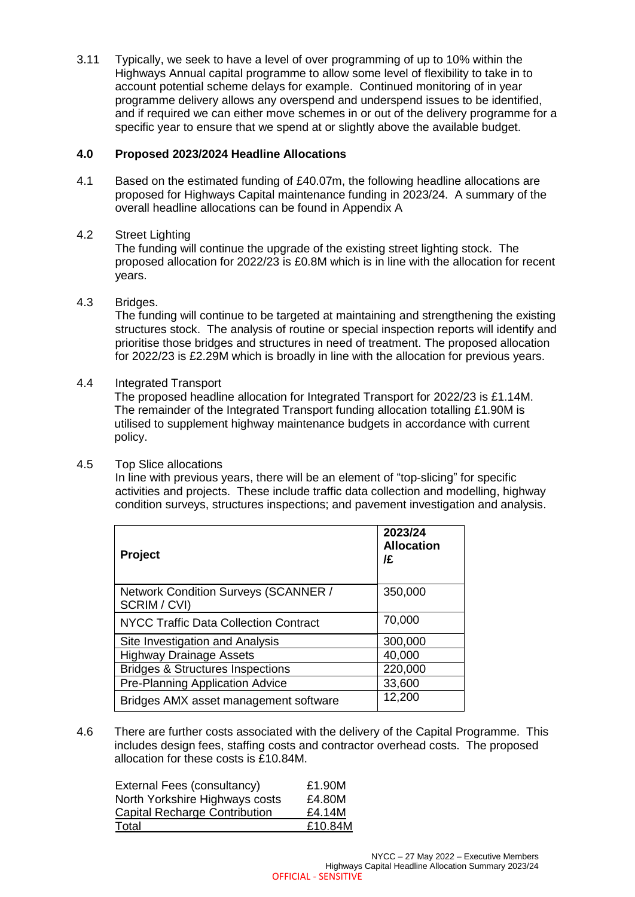3.11 Typically, we seek to have a level of over programming of up to 10% within the Highways Annual capital programme to allow some level of flexibility to take in to account potential scheme delays for example. Continued monitoring of in year programme delivery allows any overspend and underspend issues to be identified, and if required we can either move schemes in or out of the delivery programme for a specific year to ensure that we spend at or slightly above the available budget.

## 4.0 Proposed 2023/2024 Headline Allocations

4.1 Based on the estimated funding of £40.07m, the following headline allocations are proposed for Highways Capital maintenance funding in 2023/24. A summary of the overall headline allocations can be found in Appendix A

4.2 Street Lighting
The funding will continue the upgrade of the existing street lighting stock. The proposed allocation for 2022/23 is £0.8M which is in line with the allocation for recent years.

4.3 Bridges.
The funding will continue to be targeted at maintaining and strengthening the existing structures stock. The analysis of routine or special inspection reports will identify and prioritise those bridges and structures in need of treatment. The proposed allocation for 2022/23 is £2.29M which is broadly in line with the allocation for previous years.

4.4 Integrated Transport
The proposed headline allocation for Integrated Transport for 2022/23 is £1.14M. The remainder of the Integrated Transport funding allocation totalling £1.90M is utilised to supplement highway maintenance budgets in accordance with current policy.

4.5 Top Slice allocations
In line with previous years, there will be an element of "top-slicing" for specific activities and projects. These include traffic data collection and modelling, highway condition surveys, structures inspections; and pavement investigation and analysis.

| **Project** | **2023/24 Allocation /£** |
|---|---|
| Network Condition Surveys (SCANNER / SCRIM / CVI) | 350,000 |
| NYCC Traffic Data Collection Contract | 70,000 |
| Site Investigation and Analysis | 300,000 |
| Highway Drainage Assets | 40,000 |
| Bridges & Structures Inspections | 220,000 |
| Pre-Planning Application Advice | 33,600 |
| Bridges AMX asset management software | 12,200 |

4.6 There are further costs associated with the delivery of the Capital Programme. This includes design fees, staffing costs and contractor overhead costs. The proposed allocation for these costs is £10.84M.

| | |
|---|---|
| External Fees (consultancy) | £1.90M |
| North Yorkshire Highways costs | £4.80M |
| Capital Recharge Contribution | £4.14M |
| Total | £10.84M |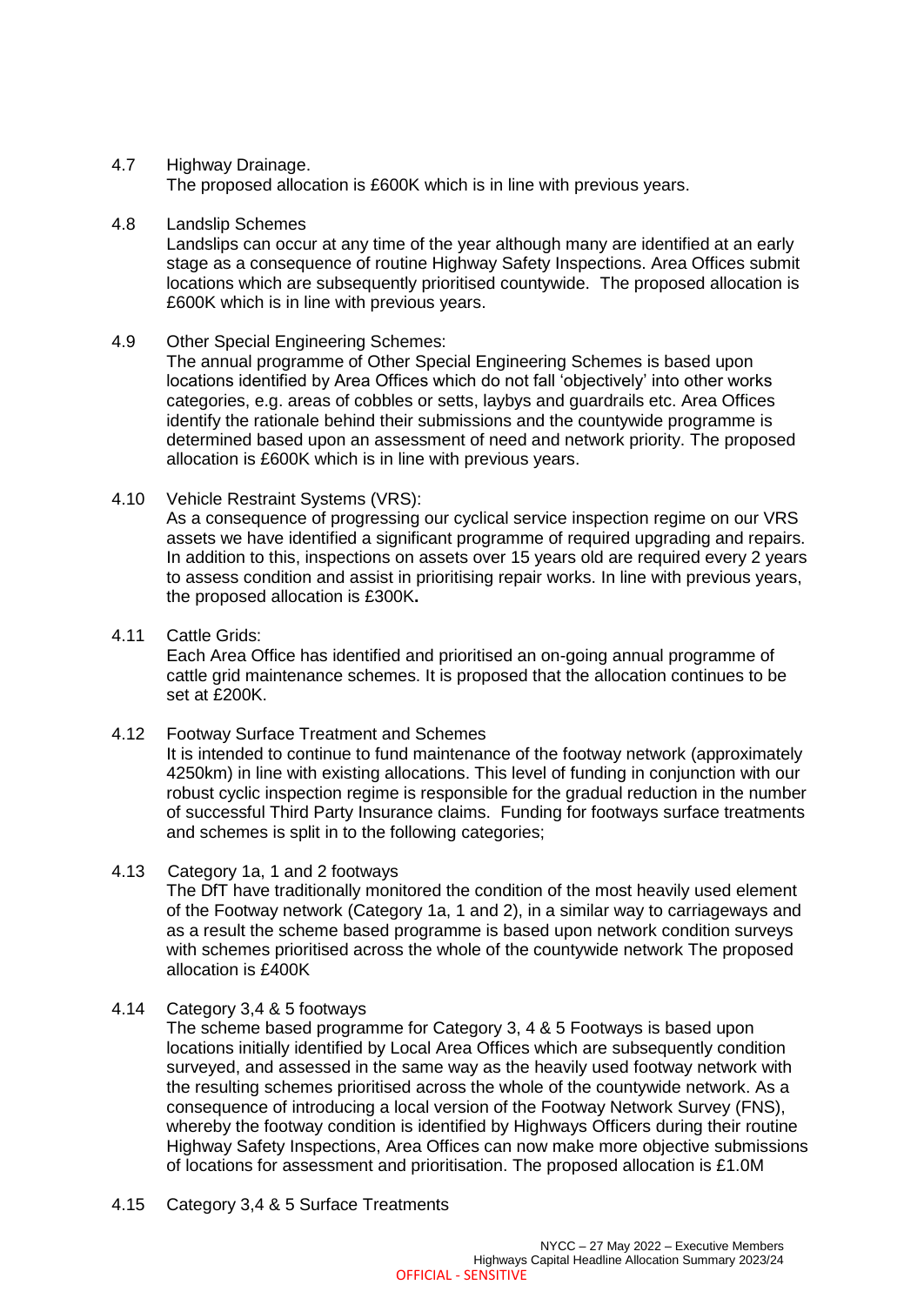4.7 Highway Drainage.

The proposed allocation is £600K which is in line with previous years.

4.8 Landslip Schemes

Landslips can occur at any time of the year although many are identified at an early stage as a consequence of routine Highway Safety Inspections. Area Offices submit locations which are subsequently prioritised countywide. The proposed allocation is £600K which is in line with previous years.

4.9 Other Special Engineering Schemes:

The annual programme of Other Special Engineering Schemes is based upon locations identified by Area Offices which do not fall 'objectively' into other works categories, e.g. areas of cobbles or setts, laybys and guardrails etc. Area Offices identify the rationale behind their submissions and the countywide programme is determined based upon an assessment of need and network priority. The proposed allocation is £600K which is in line with previous years.

4.10 Vehicle Restraint Systems (VRS):

As a consequence of progressing our cyclical service inspection regime on our VRS assets we have identified a significant programme of required upgrading and repairs. In addition to this, inspections on assets over 15 years old are required every 2 years to assess condition and assist in prioritising repair works. In line with previous years, the proposed allocation is £300K**.**

4.11 Cattle Grids:

Each Area Office has identified and prioritised an on-going annual programme of cattle grid maintenance schemes. It is proposed that the allocation continues to be set at £200K.

4.12 Footway Surface Treatment and Schemes

It is intended to continue to fund maintenance of the footway network (approximately 4250km) in line with existing allocations. This level of funding in conjunction with our robust cyclic inspection regime is responsible for the gradual reduction in the number of successful Third Party Insurance claims. Funding for footways surface treatments and schemes is split in to the following categories;

4.13 Category 1a, 1 and 2 footways

The DfT have traditionally monitored the condition of the most heavily used element of the Footway network (Category 1a, 1 and 2), in a similar way to carriageways and as a result the scheme based programme is based upon network condition surveys with schemes prioritised across the whole of the countywide network The proposed allocation is £400K

4.14 Category 3,4 & 5 footways

The scheme based programme for Category 3, 4 & 5 Footways is based upon locations initially identified by Local Area Offices which are subsequently condition surveyed, and assessed in the same way as the heavily used footway network with the resulting schemes prioritised across the whole of the countywide network. As a consequence of introducing a local version of the Footway Network Survey (FNS), whereby the footway condition is identified by Highways Officers during their routine Highway Safety Inspections, Area Offices can now make more objective submissions of locations for assessment and prioritisation. The proposed allocation is £1.0M

4.15 Category 3,4 & 5 Surface Treatments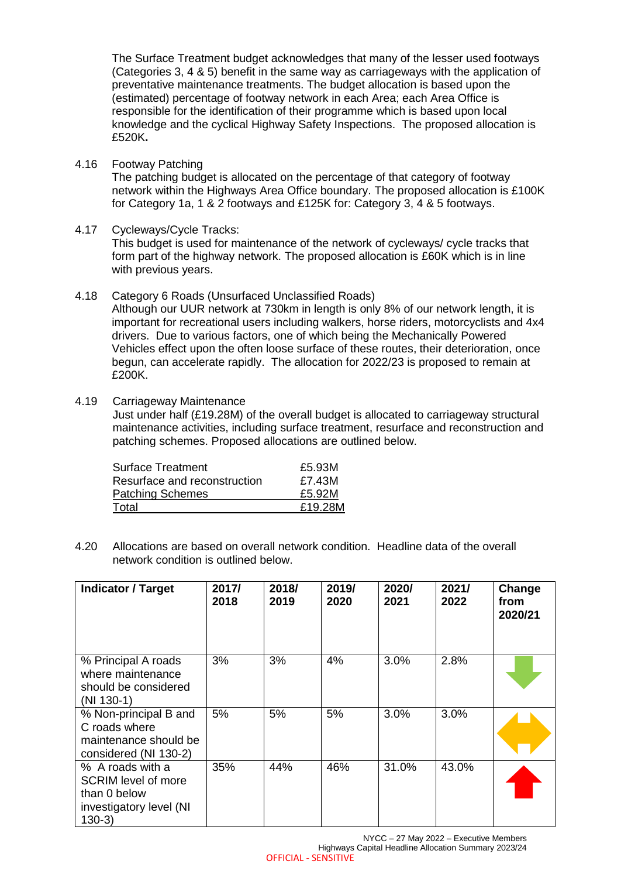The Surface Treatment budget acknowledges that many of the lesser used footways (Categories 3, 4 & 5) benefit in the same way as carriageways with the application of preventative maintenance treatments. The budget allocation is based upon the (estimated) percentage of footway network in each Area; each Area Office is responsible for the identification of their programme which is based upon local knowledge and the cyclical Highway Safety Inspections. The proposed allocation is £520K**.**

4.16 Footway Patching
The patching budget is allocated on the percentage of that category of footway network within the Highways Area Office boundary. The proposed allocation is £100K for Category 1a, 1 & 2 footways and £125K for: Category 3, 4 & 5 footways.

4.17 Cycleways/Cycle Tracks:
This budget is used for maintenance of the network of cycleways/ cycle tracks that form part of the highway network. The proposed allocation is £60K which is in line with previous years.

4.18 Category 6 Roads (Unsurfaced Unclassified Roads)
Although our UUR network at 730km in length is only 8% of our network length, it is important for recreational users including walkers, horse riders, motorcyclists and 4x4 drivers. Due to various factors, one of which being the Mechanically Powered Vehicles effect upon the often loose surface of these routes, their deterioration, once begun, can accelerate rapidly. The allocation for 2022/23 is proposed to remain at £200K.

4.19 Carriageway Maintenance
Just under half (£19.28M) of the overall budget is allocated to carriageway structural maintenance activities, including surface treatment, resurface and reconstruction and patching schemes. Proposed allocations are outlined below.

| | |
|---|---|
| Surface Treatment | £5.93M |
| Resurface and reconstruction | £7.43M |
| Patching Schemes | £5.92M |
| Total | £19.28M |

4.20 Allocations are based on overall network condition. Headline data of the overall network condition is outlined below.

| Indicator / Target | 2017/ 2018 | 2018/ 2019 | 2019/ 2020 | 2020/ 2021 | 2021/ 2022 | Change from 2020/21 |
|---|---|---|---|---|---|---|
| % Principal A roads where maintenance should be considered (NI 130-1) | 3% | 3% | 4% | 3.0% | 2.8% | ↓ (green) |
| % Non-principal B and C roads where maintenance should be considered (NI 130-2) | 5% | 5% | 5% | 3.0% | 3.0% | ↔ (amber) |
| % A roads with a SCRIM level of more than 0 below investigatory level (NI 130-3) | 35% | 44% | 46% | 31.0% | 43.0% | ↑ (red) |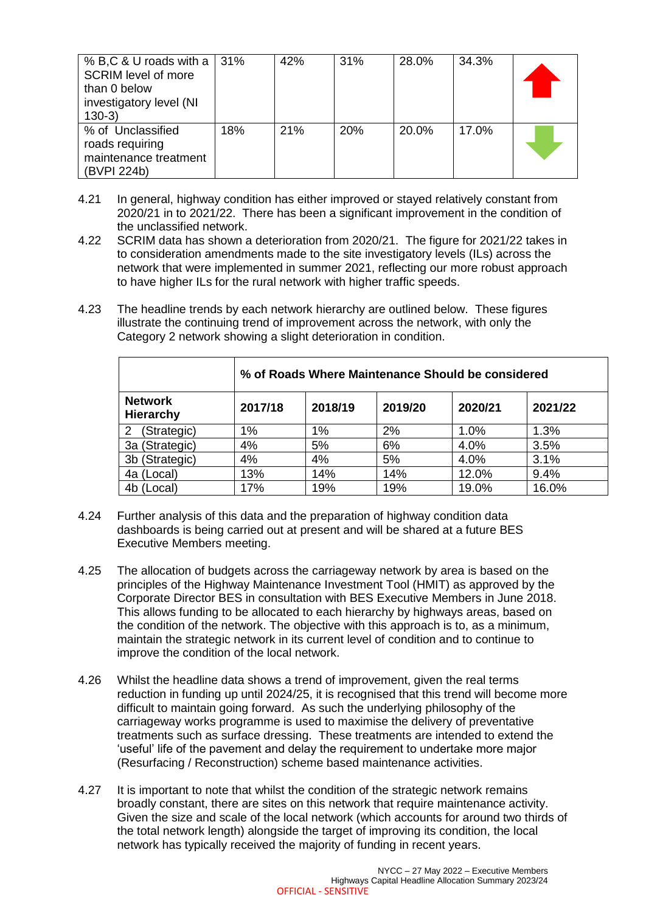| | | | | | | |
|---|---|---|---|---|---|---|
| % B,C & U roads with a SCRIM level of more than 0 below investigatory level (NI 130-3) | 31% | 42% | 31% | 28.0% | 34.3% | ↑ |
| % of Unclassified roads requiring maintenance treatment (BVPI 224b) | 18% | 21% | 20% | 20.0% | 17.0% | ↓ |

4.21 In general, highway condition has either improved or stayed relatively constant from 2020/21 in to 2021/22. There has been a significant improvement in the condition of the unclassified network.

4.22 SCRIM data has shown a deterioration from 2020/21. The figure for 2021/22 takes in to consideration amendments made to the site investigatory levels (ILs) across the network that were implemented in summer 2021, reflecting our more robust approach to have higher ILs for the rural network with higher traffic speeds.

4.23 The headline trends by each network hierarchy are outlined below. These figures illustrate the continuing trend of improvement across the network, with only the Category 2 network showing a slight deterioration in condition.

| | **% of Roads Where Maintenance Should be considered** | | | | |
|---|---|---|---|---|---|
| **Network Hierarchy** | **2017/18** | **2018/19** | **2019/20** | **2020/21** | **2021/22** |
| 2 (Strategic) | 1% | 1% | 2% | 1.0% | 1.3% |
| 3a (Strategic) | 4% | 5% | 6% | 4.0% | 3.5% |
| 3b (Strategic) | 4% | 4% | 5% | 4.0% | 3.1% |
| 4a (Local) | 13% | 14% | 14% | 12.0% | 9.4% |
| 4b (Local) | 17% | 19% | 19% | 19.0% | 16.0% |

4.24 Further analysis of this data and the preparation of highway condition data dashboards is being carried out at present and will be shared at a future BES Executive Members meeting.

4.25 The allocation of budgets across the carriageway network by area is based on the principles of the Highway Maintenance Investment Tool (HMIT) as approved by the Corporate Director BES in consultation with BES Executive Members in June 2018. This allows funding to be allocated to each hierarchy by highways areas, based on the condition of the network. The objective with this approach is to, as a minimum, maintain the strategic network in its current level of condition and to continue to improve the condition of the local network.

4.26 Whilst the headline data shows a trend of improvement, given the real terms reduction in funding up until 2024/25, it is recognised that this trend will become more difficult to maintain going forward. As such the underlying philosophy of the carriageway works programme is used to maximise the delivery of preventative treatments such as surface dressing. These treatments are intended to extend the 'useful' life of the pavement and delay the requirement to undertake more major (Resurfacing / Reconstruction) scheme based maintenance activities.

4.27 It is important to note that whilst the condition of the strategic network remains broadly constant, there are sites on this network that require maintenance activity. Given the size and scale of the local network (which accounts for around two thirds of the total network length) alongside the target of improving its condition, the local network has typically received the majority of funding in recent years.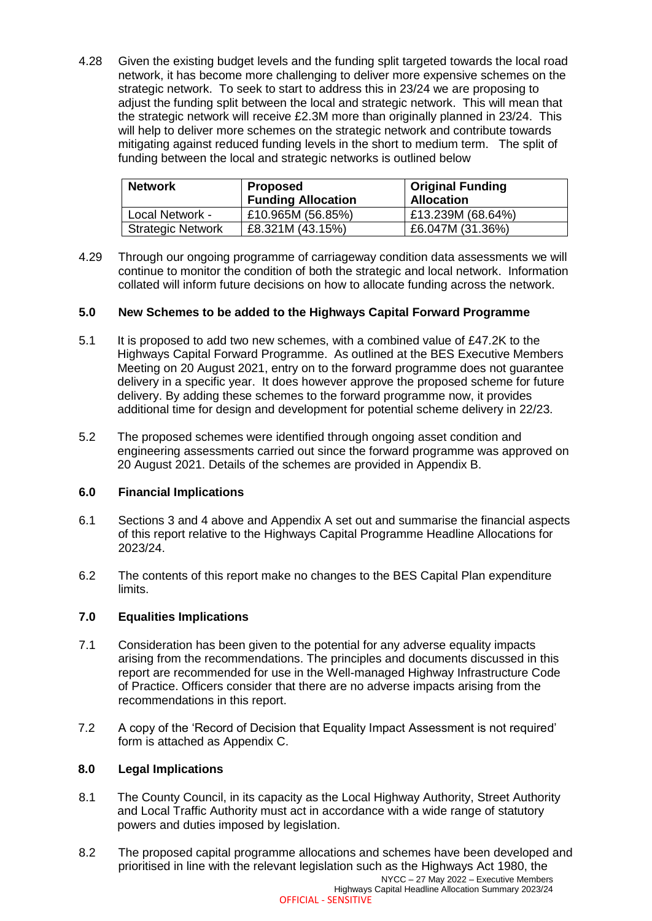4.28 Given the existing budget levels and the funding split targeted towards the local road network, it has become more challenging to deliver more expensive schemes on the strategic network. To seek to start to address this in 23/24 we are proposing to adjust the funding split between the local and strategic network. This will mean that the strategic network will receive £2.3M more than originally planned in 23/24. This will help to deliver more schemes on the strategic network and contribute towards mitigating against reduced funding levels in the short to medium term. The split of funding between the local and strategic networks is outlined below

| Network | Proposed Funding Allocation | Original Funding Allocation |
|---|---|---|
| Local Network - | £10.965M (56.85%) | £13.239M (68.64%) |
| Strategic Network | £8.321M (43.15%) | £6.047M (31.36%) |

4.29 Through our ongoing programme of carriageway condition data assessments we will continue to monitor the condition of both the strategic and local network. Information collated will inform future decisions on how to allocate funding across the network.

## 5.0 New Schemes to be added to the Highways Capital Forward Programme

5.1 It is proposed to add two new schemes, with a combined value of £47.2K to the Highways Capital Forward Programme. As outlined at the BES Executive Members Meeting on 20 August 2021, entry on to the forward programme does not guarantee delivery in a specific year. It does however approve the proposed scheme for future delivery. By adding these schemes to the forward programme now, it provides additional time for design and development for potential scheme delivery in 22/23.

5.2 The proposed schemes were identified through ongoing asset condition and engineering assessments carried out since the forward programme was approved on 20 August 2021. Details of the schemes are provided in Appendix B.

## 6.0 Financial Implications

6.1 Sections 3 and 4 above and Appendix A set out and summarise the financial aspects of this report relative to the Highways Capital Programme Headline Allocations for 2023/24.

6.2 The contents of this report make no changes to the BES Capital Plan expenditure limits.

## 7.0 Equalities Implications

7.1 Consideration has been given to the potential for any adverse equality impacts arising from the recommendations. The principles and documents discussed in this report are recommended for use in the Well-managed Highway Infrastructure Code of Practice. Officers consider that there are no adverse impacts arising from the recommendations in this report.

7.2 A copy of the 'Record of Decision that Equality Impact Assessment is not required' form is attached as Appendix C.

## 8.0 Legal Implications

8.1 The County Council, in its capacity as the Local Highway Authority, Street Authority and Local Traffic Authority must act in accordance with a wide range of statutory powers and duties imposed by legislation.

8.2 The proposed capital programme allocations and schemes have been developed and prioritised in line with the relevant legislation such as the Highways Act 1980, the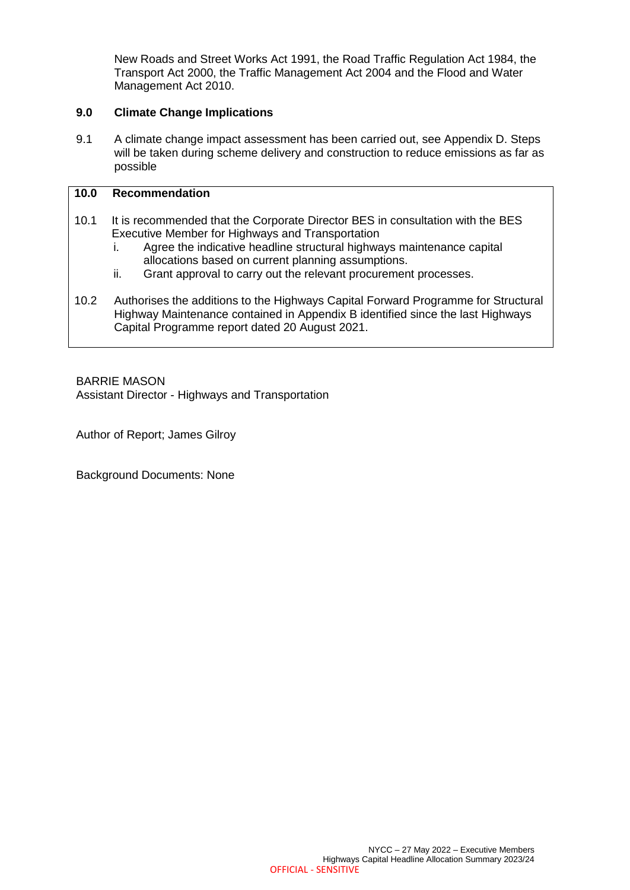New Roads and Street Works Act 1991, the Road Traffic Regulation Act 1984, the Transport Act 2000, the Traffic Management Act 2004 and the Flood and Water Management Act 2010.

## 9.0 Climate Change Implications

9.1 A climate change impact assessment has been carried out, see Appendix D. Steps will be taken during scheme delivery and construction to reduce emissions as far as possible

## 10.0 Recommendation

10.1 It is recommended that the Corporate Director BES in consultation with the BES Executive Member for Highways and Transportation

- i. Agree the indicative headline structural highways maintenance capital allocations based on current planning assumptions.
- ii. Grant approval to carry out the relevant procurement processes.

10.2 Authorises the additions to the Highways Capital Forward Programme for Structural Highway Maintenance contained in Appendix B identified since the last Highways Capital Programme report dated 20 August 2021.

BARRIE MASON
Assistant Director - Highways and Transportation

Author of Report; James Gilroy

Background Documents: None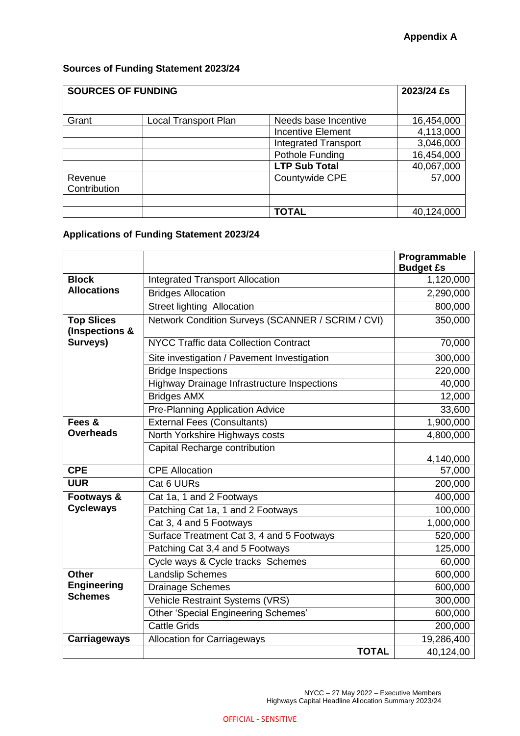**Appendix A**

**Sources of Funding Statement 2023/24**

| **SOURCES OF FUNDING** | | | **2023/24 £s** |
|---|---|---|---|
| Grant | Local Transport Plan | Needs base Incentive | 16,454,000 |
| | | Incentive Element | 4,113,000 |
| | | Integrated Transport | 3,046,000 |
| | | Pothole Funding | 16,454,000 |
| | | **LTP Sub Total** | 40,067,000 |
| Revenue Contribution | | Countywide CPE | 57,000 |
| | | | |
| | | **TOTAL** | 40,124,000 |

**Applications of Funding Statement 2023/24**

| | | **Programmable Budget £s** |
|---|---|---|
| **Block Allocations** | Integrated Transport Allocation | 1,120,000 |
| | Bridges Allocation | 2,290,000 |
| | Street lighting Allocation | 800,000 |
| **Top Slices (Inspections & Surveys)** | Network Condition Surveys (SCANNER / SCRIM / CVI) | 350,000 |
| | NYCC Traffic data Collection Contract | 70,000 |
| | Site investigation / Pavement Investigation | 300,000 |
| | Bridge Inspections | 220,000 |
| | Highway Drainage Infrastructure Inspections | 40,000 |
| | Bridges AMX | 12,000 |
| | Pre-Planning Application Advice | 33,600 |
| **Fees & Overheads** | External Fees (Consultants) | 1,900,000 |
| | North Yorkshire Highways costs | 4,800,000 |
| | Capital Recharge contribution | 4,140,000 |
| **CPE** | CPE Allocation | 57,000 |
| **UUR** | Cat 6 UURs | 200,000 |
| **Footways & Cycleways** | Cat 1a, 1 and 2 Footways | 400,000 |
| | Patching Cat 1a, 1 and 2 Footways | 100,000 |
| | Cat 3, 4 and 5 Footways | 1,000,000 |
| | Surface Treatment Cat 3, 4 and 5 Footways | 520,000 |
| | Patching Cat 3,4 and 5 Footways | 125,000 |
| | Cycle ways & Cycle tracks Schemes | 60,000 |
| **Other Engineering Schemes** | Landslip Schemes | 600,000 |
| | Drainage Schemes | 600,000 |
| | Vehicle Restraint Systems (VRS) | 300,000 |
| | Other 'Special Engineering Schemes' | 600,000 |
| | Cattle Grids | 200,000 |
| **Carriageways** | Allocation for Carriageways | 19,286,400 |
| | **TOTAL** | 40,124,00 |

NYCC – 27 May 2022 – Executive Members
Highways Capital Headline Allocation Summary 2023/24

OFFICIAL - SENSITIVE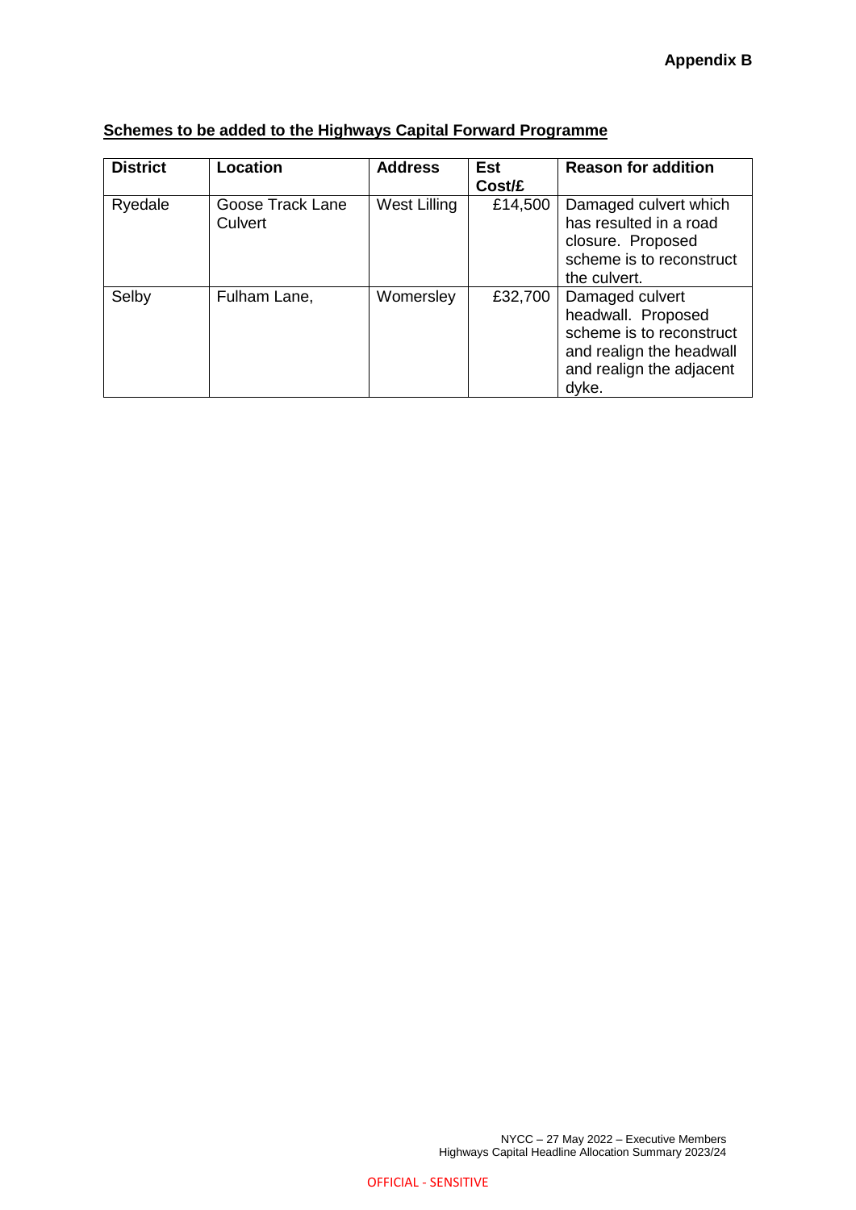**Appendix B**

**Schemes to be added to the Highways Capital Forward Programme**

| District | Location | Address | Est Cost/£ | Reason for addition |
|---|---|---|---|---|
| Ryedale | Goose Track Lane Culvert | West Lilling | £14,500 | Damaged culvert which has resulted in a road closure. Proposed scheme is to reconstruct the culvert. |
| Selby | Fulham Lane, | Womersley | £32,700 | Damaged culvert headwall. Proposed scheme is to reconstruct and realign the headwall and realign the adjacent dyke. |

OFFICIAL - SENSITIVE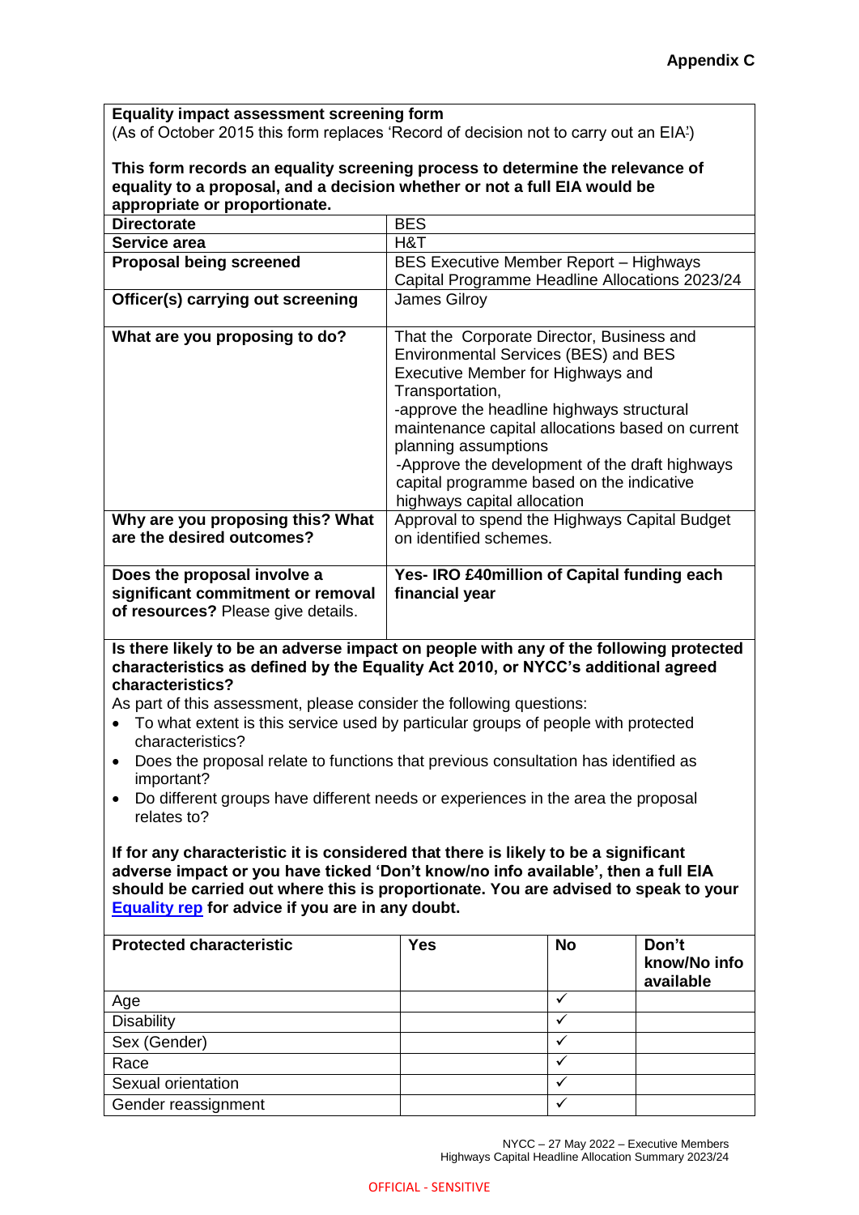**Appendix C**

**Equality impact assessment screening form**
(As of October 2015 this form replaces 'Record of decision not to carry out an EIA')

**This form records an equality screening process to determine the relevance of equality to a proposal, and a decision whether or not a full EIA would be appropriate or proportionate.**

| | |
|---|---|
| **Directorate** | BES |
| **Service area** | H&T |
| **Proposal being screened** | BES Executive Member Report – Highways Capital Programme Headline Allocations 2023/24 |
| **Officer(s) carrying out screening** | James Gilroy |
| **What are you proposing to do?** | That the Corporate Director, Business and Environmental Services (BES) and BES Executive Member for Highways and Transportation,<br>-approve the headline highways structural maintenance capital allocations based on current planning assumptions<br>-Approve the development of the draft highways capital programme based on the indicative highways capital allocation |
| **Why are you proposing this? What are the desired outcomes?** | Approval to spend the Highways Capital Budget on identified schemes. |
| **Does the proposal involve a significant commitment or removal of resources?** Please give details. | **Yes- IRO £40million of Capital funding each financial year** |

**Is there likely to be an adverse impact on people with any of the following protected characteristics as defined by the Equality Act 2010, or NYCC's additional agreed characteristics?**

As part of this assessment, please consider the following questions:

- To what extent is this service used by particular groups of people with protected characteristics?
- Does the proposal relate to functions that previous consultation has identified as important?
- Do different groups have different needs or experiences in the area the proposal relates to?

**If for any characteristic it is considered that there is likely to be a significant adverse impact or you have ticked 'Don't know/no info available', then a full EIA should be carried out where this is proportionate. You are advised to speak to your Equality rep for advice if you are in any doubt.**

| **Protected characteristic** | **Yes** | **No** | **Don't know/No info available** |
|---|---|---|---|
| Age | | ✓ | |
| Disability | | ✓ | |
| Sex (Gender) | | ✓ | |
| Race | | ✓ | |
| Sexual orientation | | ✓ | |
| Gender reassignment | | ✓ | |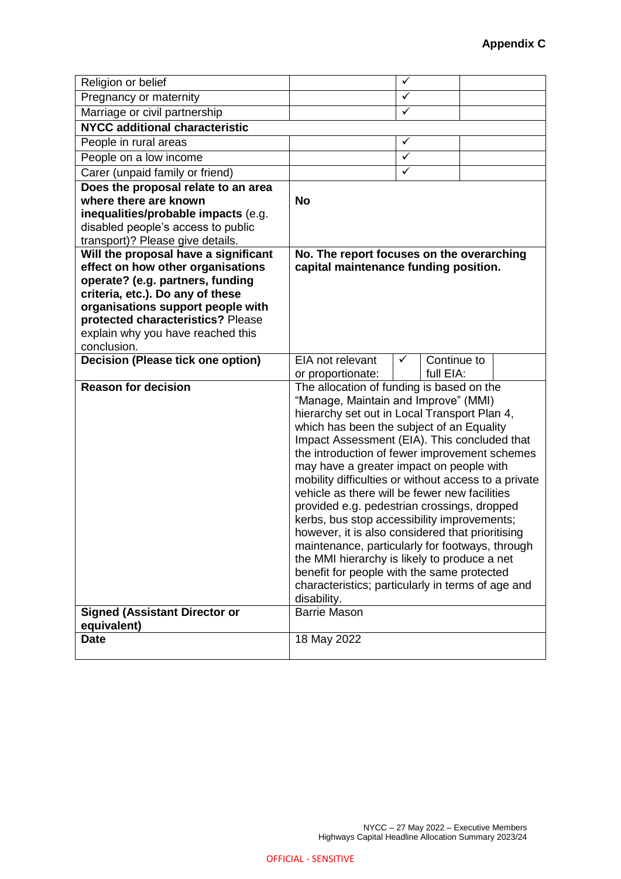**Appendix C**

| | | | | |
|---|---|---|---|---|
| Religion or belief | | ✓ | | |
| Pregnancy or maternity | | ✓ | | |
| Marriage or civil partnership | | ✓ | | |
| **NYCC additional characteristic** | | | | |
| People in rural areas | | ✓ | | |
| People on a low income | | ✓ | | |
| Carer (unpaid family or friend) | | ✓ | | |
| **Does the proposal relate to an area where there are known inequalities/probable impacts** (e.g. disabled people's access to public transport)? Please give details. | **No** | | | |
| **Will the proposal have a significant effect on how other organisations operate? (e.g. partners, funding criteria, etc.). Do any of these organisations support people with protected characteristics?** Please explain why you have reached this conclusion. | **No. The report focuses on the overarching capital maintenance funding position.** | | | |
| **Decision (Please tick one option)** | EIA not relevant or proportionate: | ✓ | Continue to full EIA: | |
| **Reason for decision** | The allocation of funding is based on the "Manage, Maintain and Improve" (MMI) hierarchy set out in Local Transport Plan 4, which has been the subject of an Equality Impact Assessment (EIA). This concluded that the introduction of fewer improvement schemes may have a greater impact on people with mobility difficulties or without access to a private vehicle as there will be fewer new facilities provided e.g. pedestrian crossings, dropped kerbs, bus stop accessibility improvements; however, it is also considered that prioritising maintenance, particularly for footways, through the MMI hierarchy is likely to produce a net benefit for people with the same protected characteristics; particularly in terms of age and disability. | | | |
| **Signed (Assistant Director or equivalent)** | Barrie Mason | | | |
| **Date** | 18 May 2022 | | | |

NYCC – 27 May 2022 – Executive Members
Highways Capital Headline Allocation Summary 2023/24

OFFICIAL - SENSITIVE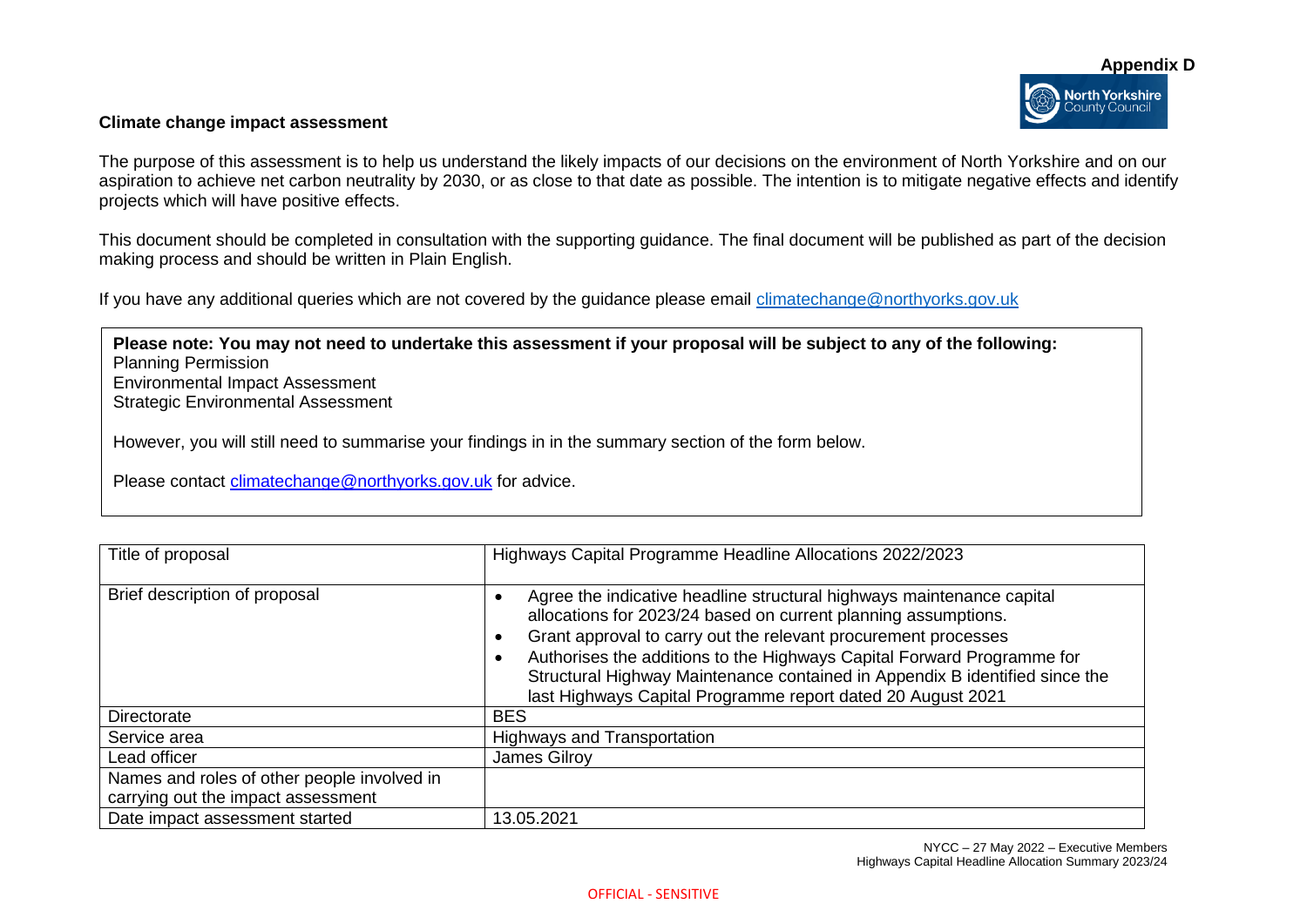**Appendix D**

**Climate change impact assessment**

The purpose of this assessment is to help us understand the likely impacts of our decisions on the environment of North Yorkshire and on our aspiration to achieve net carbon neutrality by 2030, or as close to that date as possible. The intention is to mitigate negative effects and identify projects which will have positive effects.

This document should be completed in consultation with the supporting guidance. The final document will be published as part of the decision making process and should be written in Plain English.

If you have any additional queries which are not covered by the guidance please email climatechange@northyorks.gov.uk

> **Please note: You may not need to undertake this assessment if your proposal will be subject to any of the following:**
> Planning Permission
> Environmental Impact Assessment
> Strategic Environmental Assessment
>
> However, you will still need to summarise your findings in in the summary section of the form below.
>
> Please contact climatechange@northyorks.gov.uk for advice.

| | |
|---|---|
| Title of proposal | Highways Capital Programme Headline Allocations 2022/2023 |
| Brief description of proposal | • Agree the indicative headline structural highways maintenance capital allocations for 2023/24 based on current planning assumptions.<br>• Grant approval to carry out the relevant procurement processes<br>• Authorises the additions to the Highways Capital Forward Programme for Structural Highway Maintenance contained in Appendix B identified since the last Highways Capital Programme report dated 20 August 2021 |
| Directorate | BES |
| Service area | Highways and Transportation |
| Lead officer | James Gilroy |
| Names and roles of other people involved in carrying out the impact assessment | |
| Date impact assessment started | 13.05.2021 |

OFFICIAL - SENSITIVE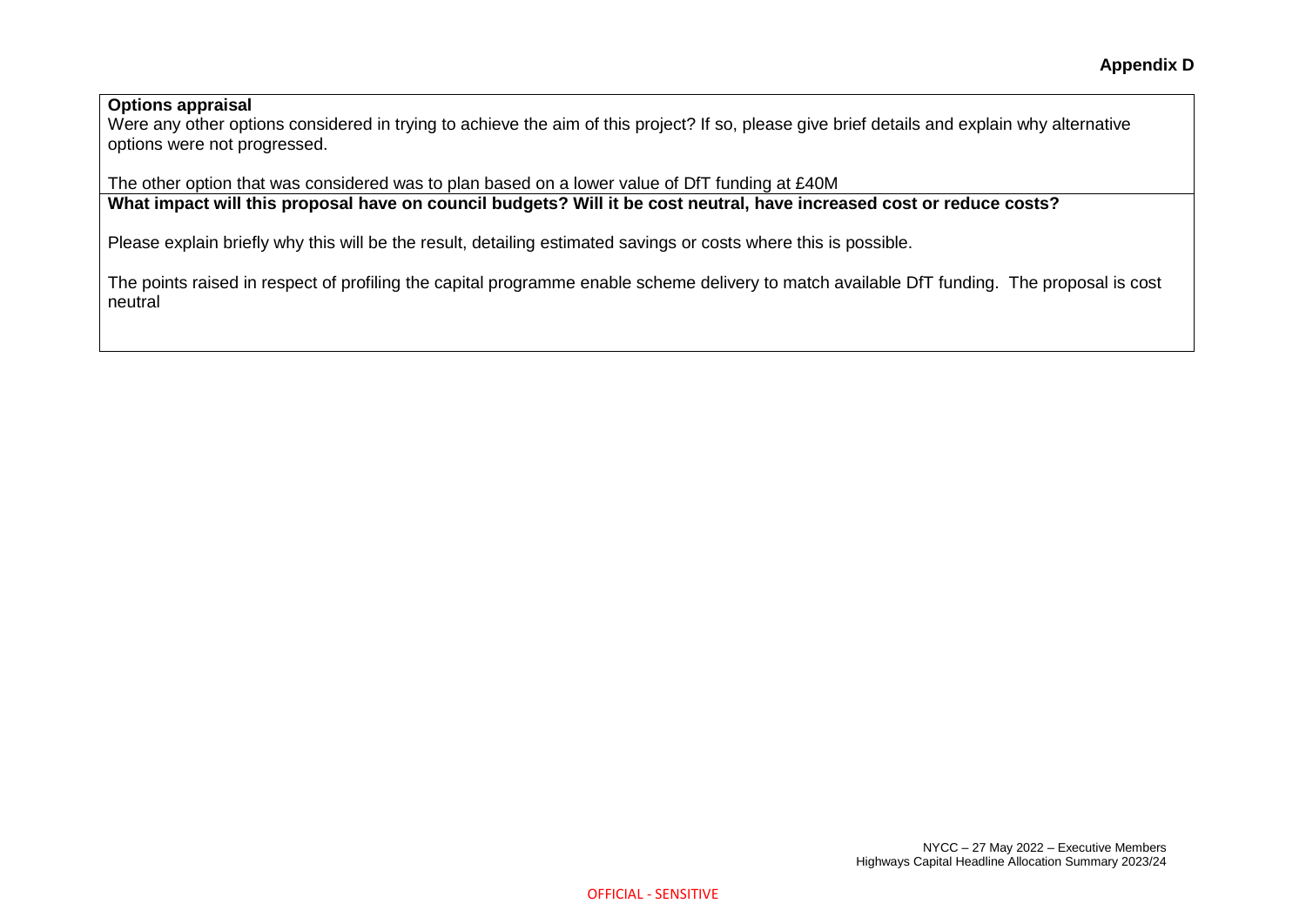**Appendix D**

**Options appraisal**

Were any other options considered in trying to achieve the aim of this project? If so, please give brief details and explain why alternative options were not progressed.

The other option that was considered was to plan based on a lower value of DfT funding at £40M

**What impact will this proposal have on council budgets? Will it be cost neutral, have increased cost or reduce costs?**

Please explain briefly why this will be the result, detailing estimated savings or costs where this is possible.

The points raised in respect of profiling the capital programme enable scheme delivery to match available DfT funding. The proposal is cost neutral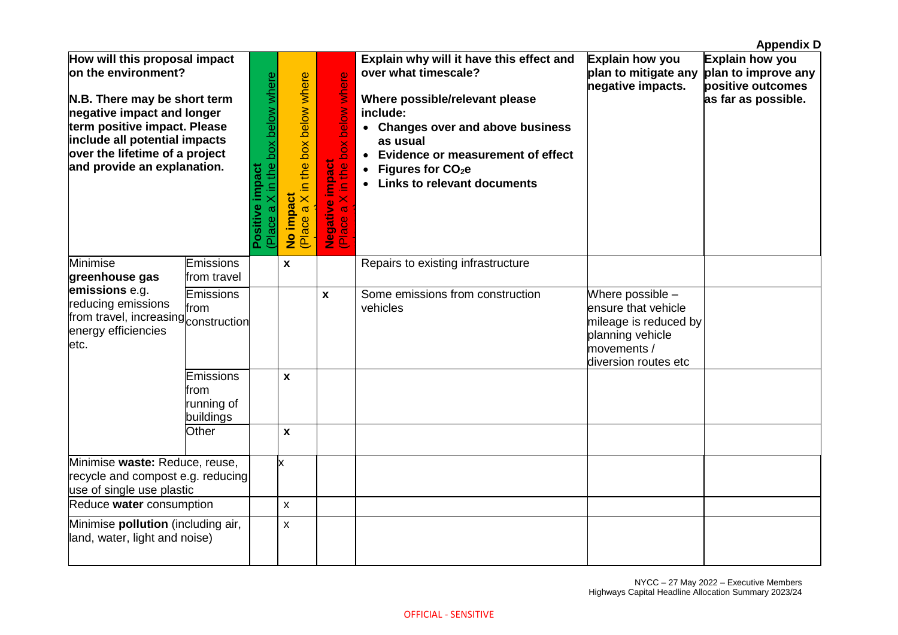**Appendix D**

| How will this proposal impact on the environment?<br><br>N.B. There may be short term negative impact and longer term positive impact. Please include all potential impacts over the lifetime of a project and provide an explanation. | | Positive impact (Place a X in the box below where relevant) | No impact (Place a X in the box below where relevant) | Negative impact (Place a X in the box below where relevant) | Explain why will it have this effect and over what timescale?<br><br>Where possible/relevant please include:<br>• Changes over and above business as usual<br>• Evidence or measurement of effect<br>• Figures for $CO_2e$<br>• Links to relevant documents | Explain how you plan to mitigate any negative impacts. | Explain how you plan to improve any positive outcomes as far as possible. |
|---|---|---|---|---|---|---|---|
| Minimise **greenhouse gas emissions** e.g. reducing emissions from travel, increasing energy efficiencies etc. | Emissions from travel | | x | | Repairs to existing infrastructure | | |
| | Emissions from construction | | | x | Some emissions from construction vehicles | Where possible – ensure that vehicle mileage is reduced by planning vehicle movements / diversion routes etc | |
| | Emissions from running of buildings | | x | | | | |
| | Other | | x | | | | |
| Minimise **waste:** Reduce, reuse, recycle and compost e.g. reducing use of single use plastic | | | x | | | | |
| Reduce **water** consumption | | | x | | | | |
| Minimise **pollution** (including air, land, water, light and noise) | | | x | | | | |

NYCC – 27 May 2022 – Executive Members
Highways Capital Headline Allocation Summary 2023/24

OFFICIAL - SENSITIVE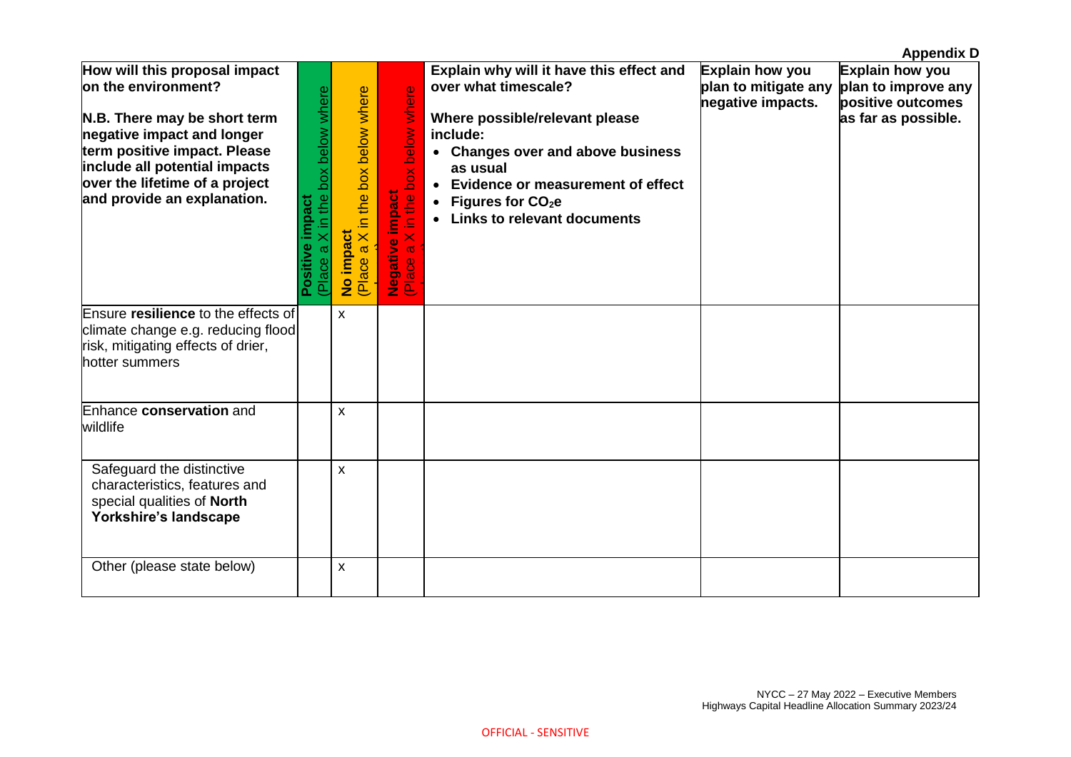**Appendix D**

| **How will this proposal impact on the environment?**<br><br>**N.B. There may be short term negative impact and longer term positive impact. Please include all potential impacts over the lifetime of a project and provide an explanation.** | **Positive impact** (Place a X in the box below where relevant) | **No impact** (Place a X in the box below where relevant) | **Negative impact** (Place a X in the box below where relevant) | **Explain why will it have this effect and over what timescale?**<br><br>**Where possible/relevant please include:**<br>• **Changes over and above business as usual**<br>• **Evidence or measurement of effect**<br>• **Figures for $CO_2e$**<br>• **Links to relevant documents** | **Explain how you plan to mitigate any negative impacts.** | **Explain how you plan to improve any positive outcomes as far as possible.** |
|---|---|---|---|---|---|---|
| Ensure **resilience** to the effects of climate change e.g. reducing flood risk, mitigating effects of drier, hotter summers | | x | | | | |
| Enhance **conservation** and wildlife | | x | | | | |
| Safeguard the distinctive characteristics, features and special qualities of **North Yorkshire's landscape** | | x | | | | |
| Other (please state below) | | x | | | | |

NYCC – 27 May 2022 – Executive Members
Highways Capital Headline Allocation Summary 2023/24

OFFICIAL - SENSITIVE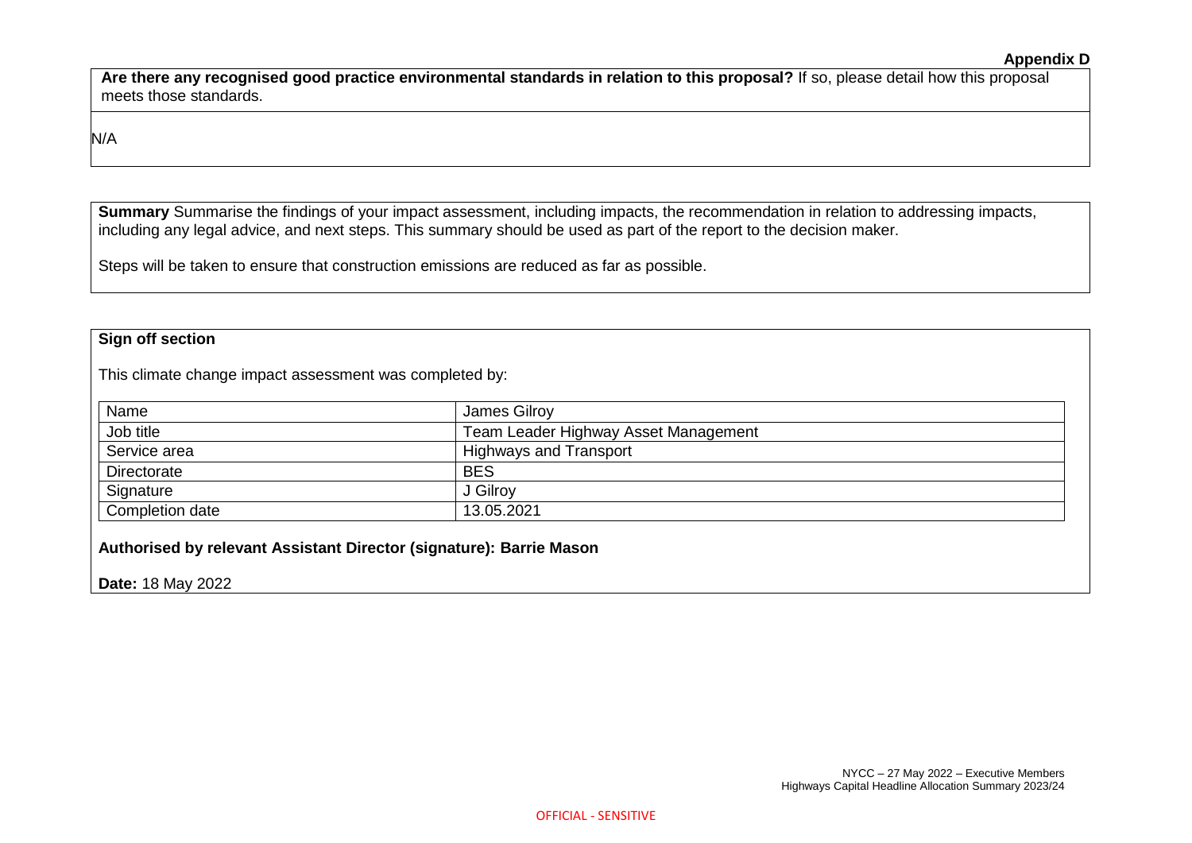**Appendix D**

**Are there any recognised good practice environmental standards in relation to this proposal?** If so, please detail how this proposal meets those standards.

N/A

**Summary** Summarise the findings of your impact assessment, including impacts, the recommendation in relation to addressing impacts, including any legal advice, and next steps. This summary should be used as part of the report to the decision maker.

Steps will be taken to ensure that construction emissions are reduced as far as possible.

**Sign off section**

This climate change impact assessment was completed by:

| | |
|---|---|
| Name | James Gilroy |
| Job title | Team Leader Highway Asset Management |
| Service area | Highways and Transport |
| Directorate | BES |
| Signature | J Gilroy |
| Completion date | 13.05.2021 |

**Authorised by relevant Assistant Director (signature): Barrie Mason**

**Date:** 18 May 2022

NYCC – 27 May 2022 – Executive Members
Highways Capital Headline Allocation Summary 2023/24

OFFICIAL - SENSITIVE